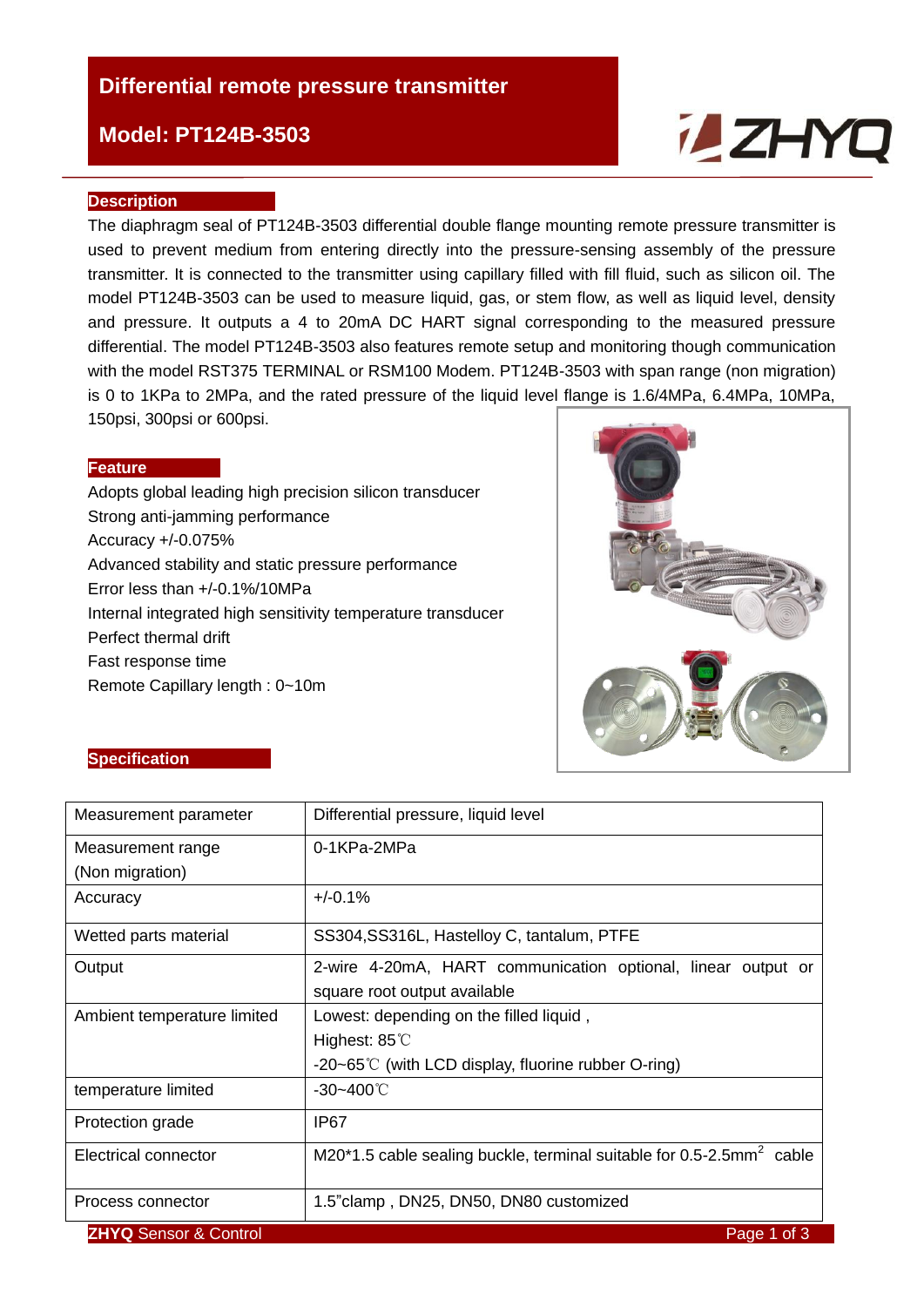# Differential remote pressure transmitter

## Model: PT124B-3503

### Description

The diaphragm seal of PT124B-3503 differential double flange mounting remote pressure transmitter is used to prevent medium from entering directly into the pressure-sensing assembly of the pressure transmitter. It is connected to the transmitter using capillary filled with fill fluid, such as silicon oil. The model PT124B-3503 can be used to measure liquid, gas, or stem flow, as well as liquid level, density and pressure. It outputs a 4 to 20mA DC HART signal corresponding to the measured pressure differential. The model PT124B-3503 also features remote setup and monitoring though communication with the model RST375 TERMINAL or RSM100 Modem. PT124B-3503 with span range (non migration) is 0 to 1KPa to 2MPa, and the rated pressure of the liquid level flange is 1.6/4MPa, 6.4MPa, 10MPa, 150psi, 300psi or 600psi.

### Feature

Adopts global leading high precision silicon transducer
Strong anti-jamming performance
Accuracy +/-0.075%
Advanced stability and static pressure performance
Error less than +/-0.1%/10MPa
Internal integrated high sensitivity temperature transducer
Perfect thermal drift
Fast response time
Remote Capillary length : 0~10m

### Specification

| Measurement parameter | Differential pressure, liquid level |
|---|---|
| Measurement range (Non migration) | 0-1KPa-2MPa |
| Accuracy | +/-0.1% |
| Wetted parts material | SS304,SS316L, Hastelloy C, tantalum, PTFE |
| Output | 2-wire 4-20mA, HART communication optional, linear output or square root output available |
| Ambient temperature limited | Lowest: depending on the filled liquid ,<br>Highest: 85℃<br>-20~65℃ (with LCD display, fluorine rubber O-ring) |
| temperature limited | -30~400℃ |
| Protection grade | IP67 |
| Electrical connector | M20*1.5 cable sealing buckle, terminal suitable for 0.5-2.5mm$^2$ cable |
| Process connector | 1.5"clamp , DN25, DN50, DN80 customized |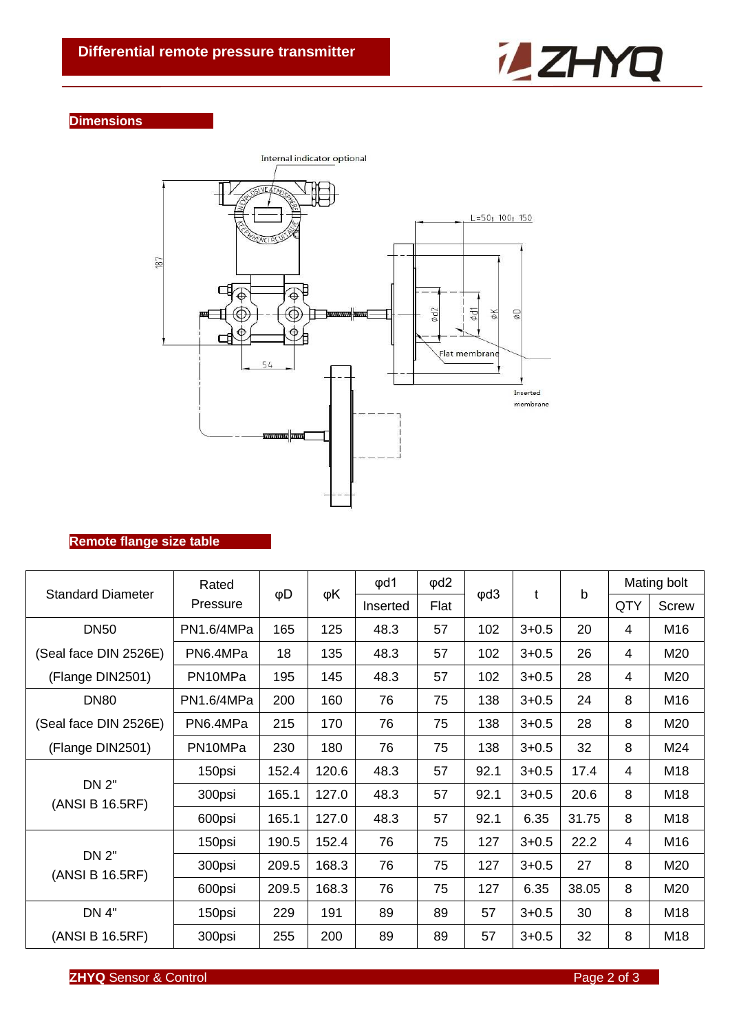# Differential remote pressure transmitter

## Dimensions

Internal indicator optional

L=50; 100; 150

187

54

φd2 φd1 φK φD

Flat membrane

Inserted membrane

## Remote flange size table

| Standard Diameter | Rated Pressure | φD | φK | φd1 | φd2 | φd3 | t | b | Mating bolt | |
|---|---|---|---|---|---|---|---|---|---|---|
| | | | | Inserted | Flat | | | | QTY | Screw |
| DN50 | PN1.6/4MPa | 165 | 125 | 48.3 | 57 | 102 | 3+0.5 | 20 | 4 | M16 |
| (Seal face DIN 2526E) | PN6.4MPa | 18 | 135 | 48.3 | 57 | 102 | 3+0.5 | 26 | 4 | M20 |
| (Flange DIN2501) | PN10MPa | 195 | 145 | 48.3 | 57 | 102 | 3+0.5 | 28 | 4 | M20 |
| DN80 | PN1.6/4MPa | 200 | 160 | 76 | 75 | 138 | 3+0.5 | 24 | 8 | M16 |
| (Seal face DIN 2526E) | PN6.4MPa | 215 | 170 | 76 | 75 | 138 | 3+0.5 | 28 | 8 | M20 |
| (Flange DIN2501) | PN10MPa | 230 | 180 | 76 | 75 | 138 | 3+0.5 | 32 | 8 | M24 |
| DN 2" (ANSI B 16.5RF) | 150psi | 152.4 | 120.6 | 48.3 | 57 | 92.1 | 3+0.5 | 17.4 | 4 | M18 |
| | 300psi | 165.1 | 127.0 | 48.3 | 57 | 92.1 | 3+0.5 | 20.6 | 8 | M18 |
| | 600psi | 165.1 | 127.0 | 48.3 | 57 | 92.1 | 6.35 | 31.75 | 8 | M18 |
| DN 2" (ANSI B 16.5RF) | 150psi | 190.5 | 152.4 | 76 | 75 | 127 | 3+0.5 | 22.2 | 4 | M16 |
| | 300psi | 209.5 | 168.3 | 76 | 75 | 127 | 3+0.5 | 27 | 8 | M20 |
| | 600psi | 209.5 | 168.3 | 76 | 75 | 127 | 6.35 | 38.05 | 8 | M20 |
| DN 4" | 150psi | 229 | 191 | 89 | 89 | 57 | 3+0.5 | 30 | 8 | M18 |
| (ANSI B 16.5RF) | 300psi | 255 | 200 | 89 | 89 | 57 | 3+0.5 | 32 | 8 | M18 |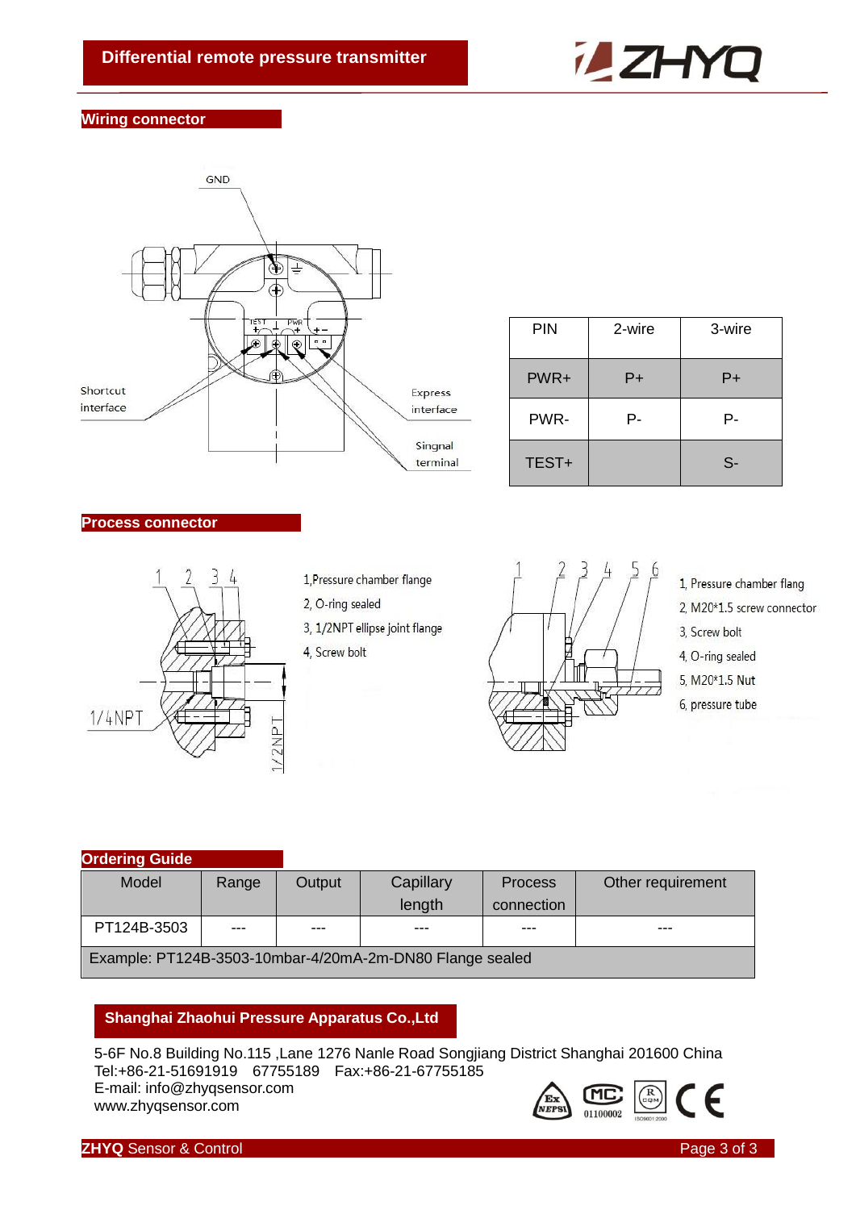## Wiring connector

GND

Shortcut interface

Express interface

Singnal terminal

| PIN | 2-wire | 3-wire |
| --- | --- | --- |
| PWR+ | P+ | P+ |
| PWR- | P- | P- |
| TEST+ | | S- |

## Process connector

1/4NPT

1/2NPT

1, Pressure chamber flange
2, O-ring sealed
3, 1/2NPT ellipse joint flange
4, Screw bolt

1, Pressure chamber flang
2, M20*1.5 screw connector
3, Screw bolt
4, O-ring sealed
5, M20*1.5 Nut
6, pressure tube

## Ordering Guide

| Model | Range | Output | Capillary length | Process connection | Other requirement |
| --- | --- | --- | --- | --- | --- |
| PT124B-3503 | --- | --- | --- | --- | --- |
| Example: PT124B-3503-10mbar-4/20mA-2m-DN80 Flange sealed | | | | | |

**Shanghai Zhaohui Pressure Apparatus Co.,Ltd**

5-6F No.8 Building No.115 ,Lane 1276 Nanle Road Songjiang District Shanghai 201600 China
Tel:+86-21-51691919 67755189 Fax:+86-21-67755185
E-mail: info@zhyqsensor.com
www.zhyqsensor.com